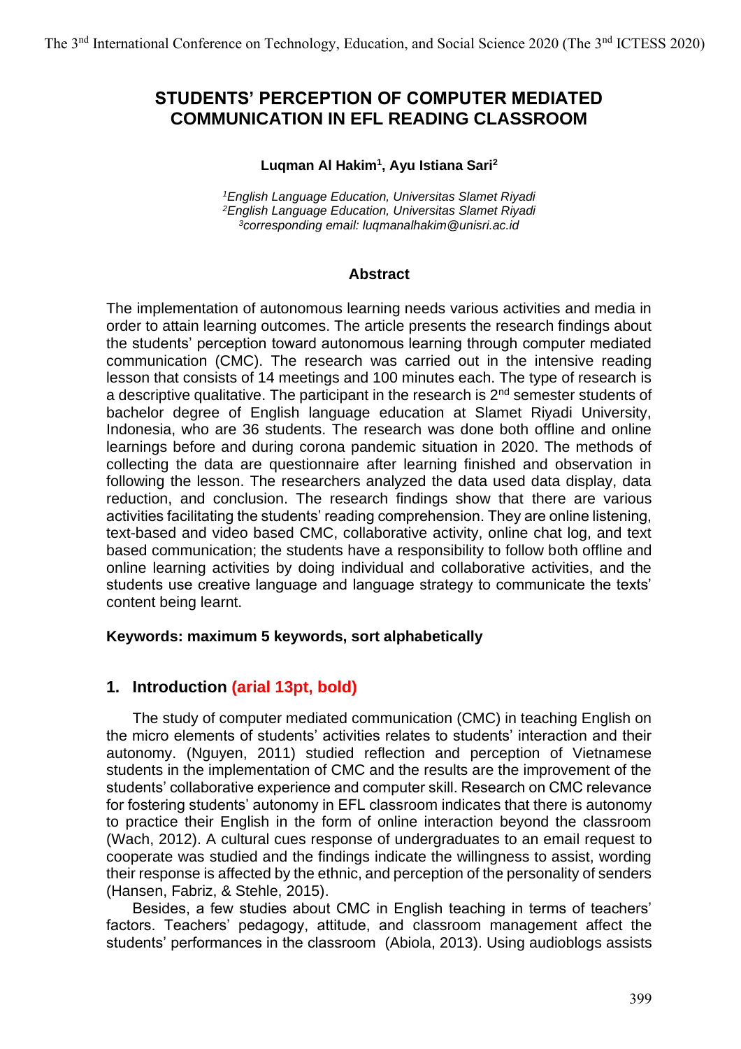# STUDENTS' PERCEPTION OF COMPUTER MEDIATED COMMUNICATION IN EFL READING CLASSROOM

**Luqman Al Hakim[1], Ayu Istiana Sari[2]**

*[1]English Language Education, Universitas Slamet Riyadi*
*[2]English Language Education, Universitas Slamet Riyadi*
*[3]corresponding email: luqmanalhakim@unisri.ac.id*

### Abstract

The implementation of autonomous learning needs various activities and media in order to attain learning outcomes. The article presents the research findings about the students' perception toward autonomous learning through computer mediated communication (CMC). The research was carried out in the intensive reading lesson that consists of 14 meetings and 100 minutes each. The type of research is a descriptive qualitative. The participant in the research is 2nd semester students of bachelor degree of English language education at Slamet Riyadi University, Indonesia, who are 36 students. The research was done both offline and online learnings before and during corona pandemic situation in 2020. The methods of collecting the data are questionnaire after learning finished and observation in following the lesson. The researchers analyzed the data used data display, data reduction, and conclusion. The research findings show that there are various activities facilitating the students' reading comprehension. They are online listening, text-based and video based CMC, collaborative activity, online chat log, and text based communication; the students have a responsibility to follow both offline and online learning activities by doing individual and collaborative activities, and the students use creative language and language strategy to communicate the texts' content being learnt.

**Keywords: maximum 5 keywords, sort alphabetically**

## 1. Introduction (arial 13pt, bold)

The study of computer mediated communication (CMC) in teaching English on the micro elements of students' activities relates to students' interaction and their autonomy. (Nguyen, 2011) studied reflection and perception of Vietnamese students in the implementation of CMC and the results are the improvement of the students' collaborative experience and computer skill. Research on CMC relevance for fostering students' autonomy in EFL classroom indicates that there is autonomy to practice their English in the form of online interaction beyond the classroom (Wach, 2012). A cultural cues response of undergraduates to an email request to cooperate was studied and the findings indicate the willingness to assist, wording their response is affected by the ethnic, and perception of the personality of senders (Hansen, Fabriz, & Stehle, 2015).

Besides, a few studies about CMC in English teaching in terms of teachers' factors. Teachers' pedagogy, attitude, and classroom management affect the students' performances in the classroom (Abiola, 2013). Using audioblogs assists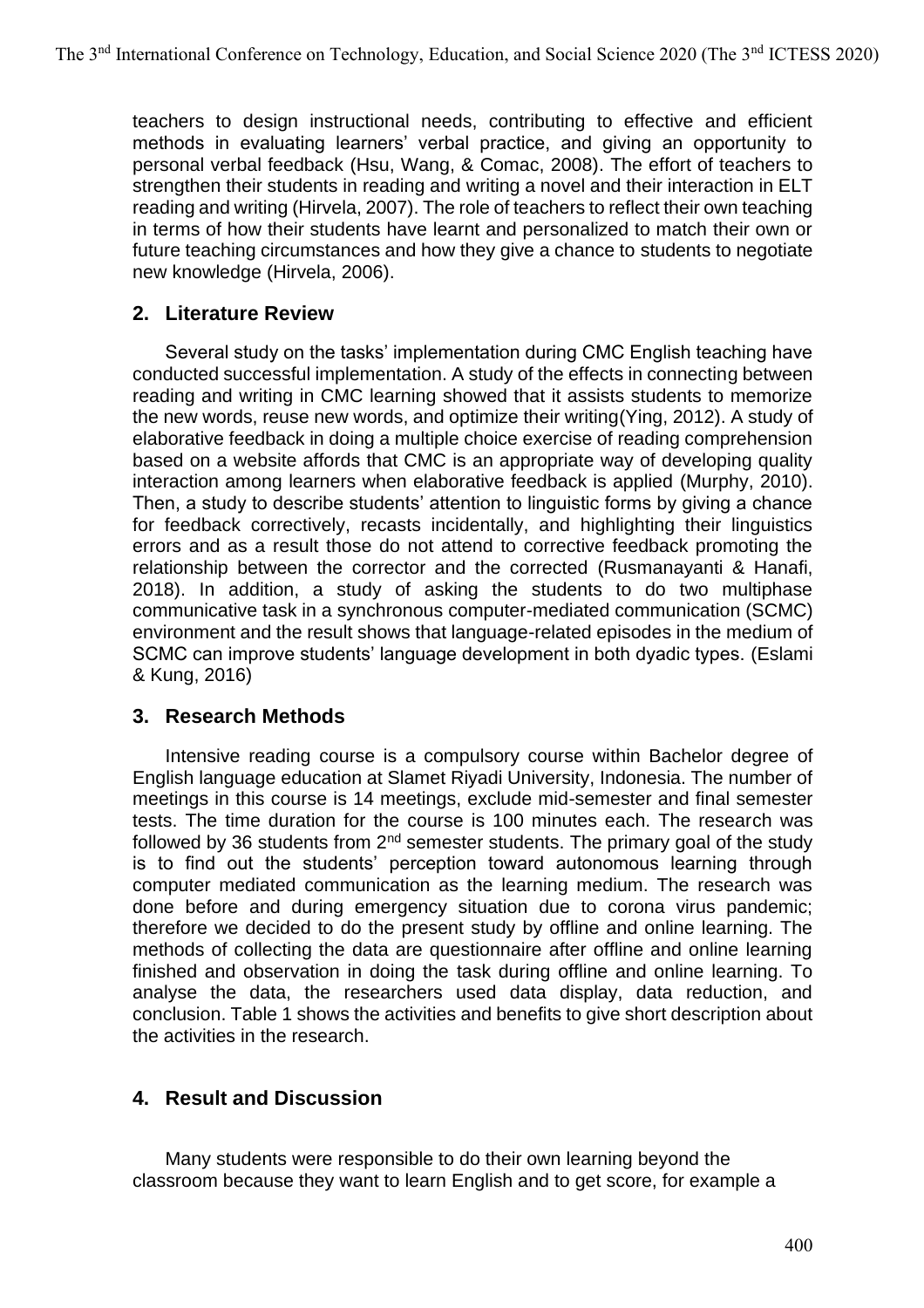teachers to design instructional needs, contributing to effective and efficient methods in evaluating learners' verbal practice, and giving an opportunity to personal verbal feedback (Hsu, Wang, & Comac, 2008). The effort of teachers to strengthen their students in reading and writing a novel and their interaction in ELT reading and writing (Hirvela, 2007). The role of teachers to reflect their own teaching in terms of how their students have learnt and personalized to match their own or future teaching circumstances and how they give a chance to students to negotiate new knowledge (Hirvela, 2006).

## 2. Literature Review

Several study on the tasks' implementation during CMC English teaching have conducted successful implementation. A study of the effects in connecting between reading and writing in CMC learning showed that it assists students to memorize the new words, reuse new words, and optimize their writing(Ying, 2012). A study of elaborative feedback in doing a multiple choice exercise of reading comprehension based on a website affords that CMC is an appropriate way of developing quality interaction among learners when elaborative feedback is applied (Murphy, 2010). Then, a study to describe students' attention to linguistic forms by giving a chance for feedback correctively, recasts incidentally, and highlighting their linguistics errors and as a result those do not attend to corrective feedback promoting the relationship between the corrector and the corrected (Rusmanayanti & Hanafi, 2018). In addition, a study of asking the students to do two multiphase communicative task in a synchronous computer-mediated communication (SCMC) environment and the result shows that language-related episodes in the medium of SCMC can improve students' language development in both dyadic types. (Eslami & Kung, 2016)

## 3. Research Methods

Intensive reading course is a compulsory course within Bachelor degree of English language education at Slamet Riyadi University, Indonesia. The number of meetings in this course is 14 meetings, exclude mid-semester and final semester tests. The time duration for the course is 100 minutes each. The research was followed by 36 students from 2nd semester students. The primary goal of the study is to find out the students' perception toward autonomous learning through computer mediated communication as the learning medium. The research was done before and during emergency situation due to corona virus pandemic; therefore we decided to do the present study by offline and online learning. The methods of collecting the data are questionnaire after offline and online learning finished and observation in doing the task during offline and online learning. To analyse the data, the researchers used data display, data reduction, and conclusion. Table 1 shows the activities and benefits to give short description about the activities in the research.

## 4. Result and Discussion

Many students were responsible to do their own learning beyond the classroom because they want to learn English and to get score, for example a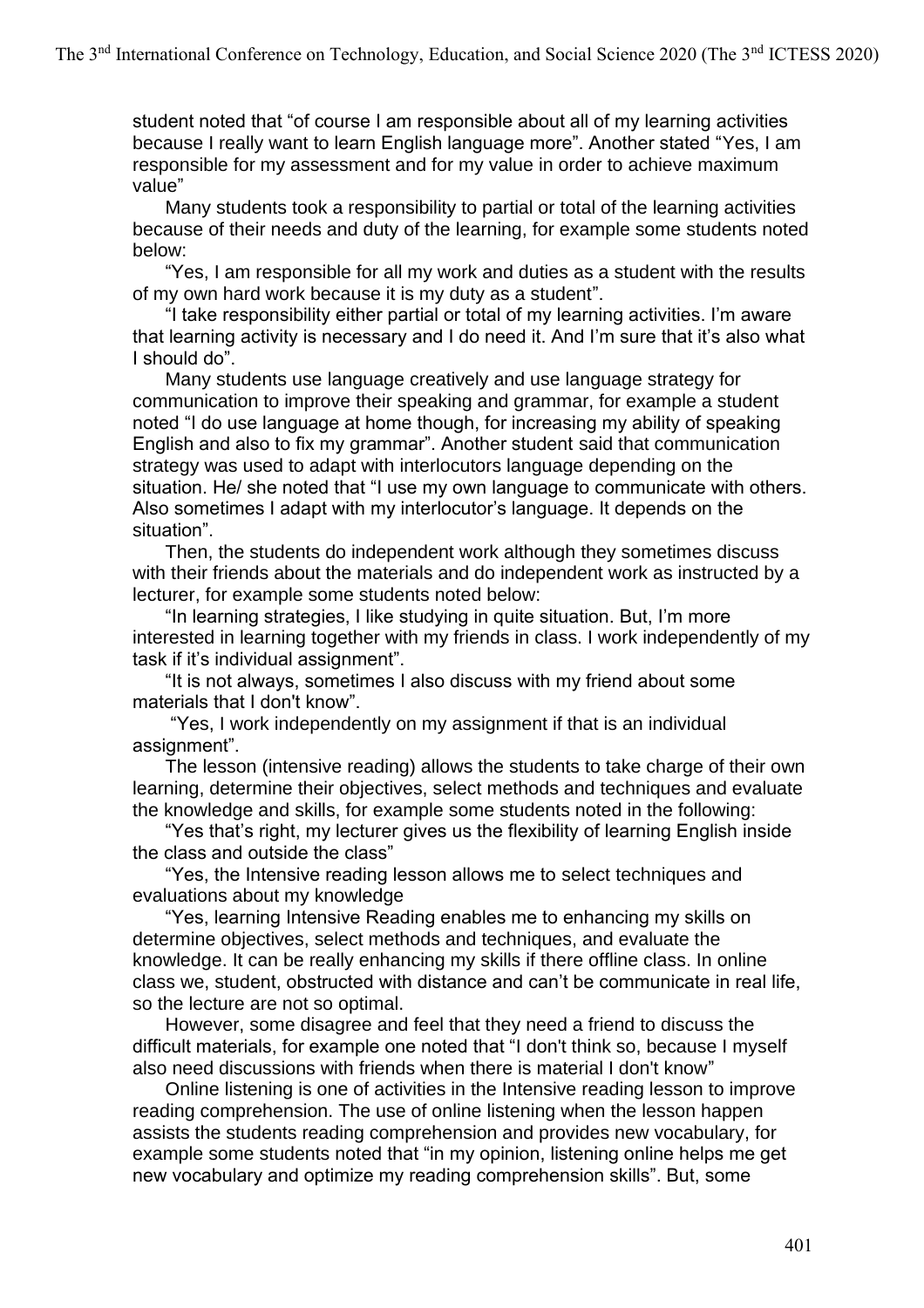student noted that "of course I am responsible about all of my learning activities because I really want to learn English language more". Another stated "Yes, I am responsible for my assessment and for my value in order to achieve maximum value"

Many students took a responsibility to partial or total of the learning activities because of their needs and duty of the learning, for example some students noted below:

"Yes, I am responsible for all my work and duties as a student with the results of my own hard work because it is my duty as a student".

"I take responsibility either partial or total of my learning activities. I'm aware that learning activity is necessary and I do need it. And I'm sure that it's also what I should do".

Many students use language creatively and use language strategy for communication to improve their speaking and grammar, for example a student noted "I do use language at home though, for increasing my ability of speaking English and also to fix my grammar". Another student said that communication strategy was used to adapt with interlocutors language depending on the situation. He/ she noted that "I use my own language to communicate with others. Also sometimes I adapt with my interlocutor's language. It depends on the situation".

Then, the students do independent work although they sometimes discuss with their friends about the materials and do independent work as instructed by a lecturer, for example some students noted below:

"In learning strategies, I like studying in quite situation. But, I'm more interested in learning together with my friends in class. I work independently of my task if it's individual assignment".

"It is not always, sometimes I also discuss with my friend about some materials that I don't know".

"Yes, I work independently on my assignment if that is an individual assignment".

The lesson (intensive reading) allows the students to take charge of their own learning, determine their objectives, select methods and techniques and evaluate the knowledge and skills, for example some students noted in the following:

"Yes that's right, my lecturer gives us the flexibility of learning English inside the class and outside the class"

"Yes, the Intensive reading lesson allows me to select techniques and evaluations about my knowledge

"Yes, learning Intensive Reading enables me to enhancing my skills on determine objectives, select methods and techniques, and evaluate the knowledge. It can be really enhancing my skills if there offline class. In online class we, student, obstructed with distance and can't be communicate in real life, so the lecture are not so optimal.

However, some disagree and feel that they need a friend to discuss the difficult materials, for example one noted that "I don't think so, because I myself also need discussions with friends when there is material I don't know"

Online listening is one of activities in the Intensive reading lesson to improve reading comprehension. The use of online listening when the lesson happen assists the students reading comprehension and provides new vocabulary, for example some students noted that "in my opinion, listening online helps me get new vocabulary and optimize my reading comprehension skills". But, some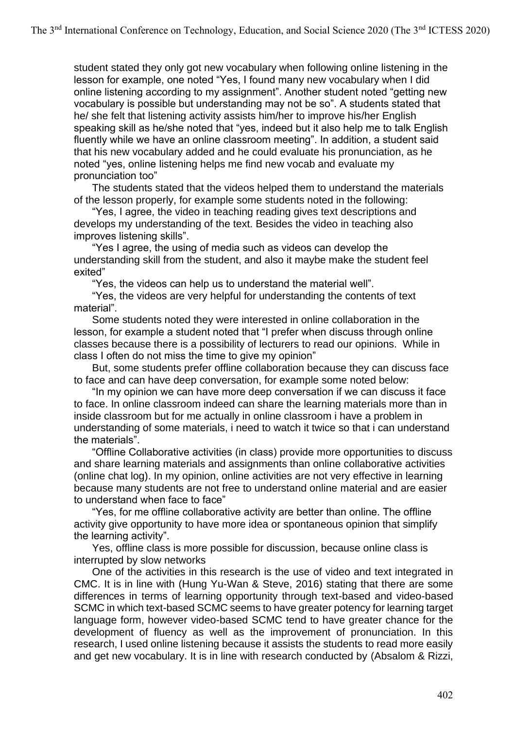student stated they only got new vocabulary when following online listening in the lesson for example, one noted "Yes, I found many new vocabulary when I did online listening according to my assignment". Another student noted "getting new vocabulary is possible but understanding may not be so". A students stated that he/ she felt that listening activity assists him/her to improve his/her English speaking skill as he/she noted that "yes, indeed but it also help me to talk English fluently while we have an online classroom meeting". In addition, a student said that his new vocabulary added and he could evaluate his pronunciation, as he noted "yes, online listening helps me find new vocab and evaluate my pronunciation too"

The students stated that the videos helped them to understand the materials of the lesson properly, for example some students noted in the following:

"Yes, I agree, the video in teaching reading gives text descriptions and develops my understanding of the text. Besides the video in teaching also improves listening skills".

"Yes I agree, the using of media such as videos can develop the understanding skill from the student, and also it maybe make the student feel exited"

"Yes, the videos can help us to understand the material well".

"Yes, the videos are very helpful for understanding the contents of text material".

Some students noted they were interested in online collaboration in the lesson, for example a student noted that "I prefer when discuss through online classes because there is a possibility of lecturers to read our opinions. While in class I often do not miss the time to give my opinion"

But, some students prefer offline collaboration because they can discuss face to face and can have deep conversation, for example some noted below:

"In my opinion we can have more deep conversation if we can discuss it face to face. In online classroom indeed can share the learning materials more than in inside classroom but for me actually in online classroom i have a problem in understanding of some materials, i need to watch it twice so that i can understand the materials".

"Offline Collaborative activities (in class) provide more opportunities to discuss and share learning materials and assignments than online collaborative activities (online chat log). In my opinion, online activities are not very effective in learning because many students are not free to understand online material and are easier to understand when face to face"

"Yes, for me offline collaborative activity are better than online. The offline activity give opportunity to have more idea or spontaneous opinion that simplify the learning activity".

Yes, offline class is more possible for discussion, because online class is interrupted by slow networks

One of the activities in this research is the use of video and text integrated in CMC. It is in line with (Hung Yu-Wan & Steve, 2016) stating that there are some differences in terms of learning opportunity through text-based and video-based SCMC in which text-based SCMC seems to have greater potency for learning target language form, however video-based SCMC tend to have greater chance for the development of fluency as well as the improvement of pronunciation. In this research, I used online listening because it assists the students to read more easily and get new vocabulary. It is in line with research conducted by (Absalom & Rizzi,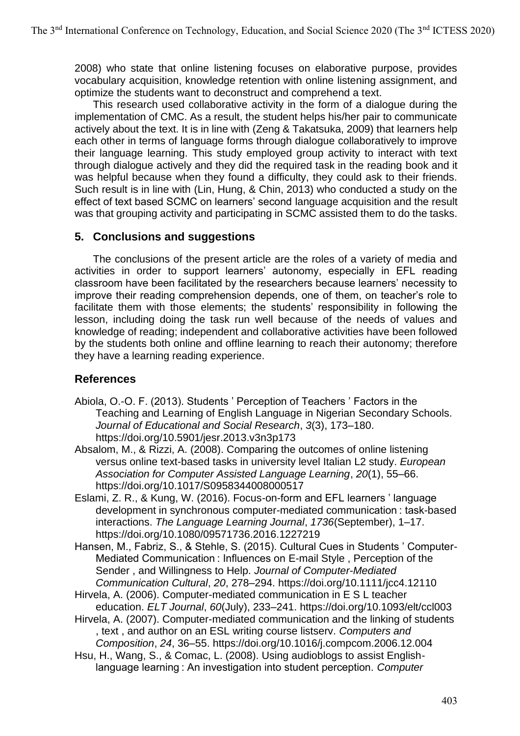2008) who state that online listening focuses on elaborative purpose, provides vocabulary acquisition, knowledge retention with online listening assignment, and optimize the students want to deconstruct and comprehend a text.

This research used collaborative activity in the form of a dialogue during the implementation of CMC. As a result, the student helps his/her pair to communicate actively about the text. It is in line with (Zeng & Takatsuka, 2009) that learners help each other in terms of language forms through dialogue collaboratively to improve their language learning. This study employed group activity to interact with text through dialogue actively and they did the required task in the reading book and it was helpful because when they found a difficulty, they could ask to their friends. Such result is in line with (Lin, Hung, & Chin, 2013) who conducted a study on the effect of text based SCMC on learners' second language acquisition and the result was that grouping activity and participating in SCMC assisted them to do the tasks.

## 5. Conclusions and suggestions

The conclusions of the present article are the roles of a variety of media and activities in order to support learners' autonomy, especially in EFL reading classroom have been facilitated by the researchers because learners' necessity to improve their reading comprehension depends, one of them, on teacher's role to facilitate them with those elements; the students' responsibility in following the lesson, including doing the task run well because of the needs of values and knowledge of reading; independent and collaborative activities have been followed by the students both online and offline learning to reach their autonomy; therefore they have a learning reading experience.

## References

Abiola, O.-O. F. (2013). Students ' Perception of Teachers ' Factors in the Teaching and Learning of English Language in Nigerian Secondary Schools. *Journal of Educational and Social Research*, *3*(3), 173–180. https://doi.org/10.5901/jesr.2013.v3n3p173

Absalom, M., & Rizzi, A. (2008). Comparing the outcomes of online listening versus online text-based tasks in university level Italian L2 study. *European Association for Computer Assisted Language Learning*, *20*(1), 55–66. https://doi.org/10.1017/S0958344008000517

Eslami, Z. R., & Kung, W. (2016). Focus-on-form and EFL learners ' language development in synchronous computer-mediated communication : task-based interactions. *The Language Learning Journal*, *1736*(September), 1–17. https://doi.org/10.1080/09571736.2016.1227219

Hansen, M., Fabriz, S., & Stehle, S. (2015). Cultural Cues in Students ' Computer-Mediated Communication : Influences on E-mail Style , Perception of the Sender , and Willingness to Help. *Journal of Computer-Mediated Communication Cultural*, *20*, 278–294. https://doi.org/10.1111/jcc4.12110

Hirvela, A. (2006). Computer-mediated communication in E S L teacher education. *ELT Journal*, *60*(July), 233–241. https://doi.org/10.1093/elt/ccl003

Hirvela, A. (2007). Computer-mediated communication and the linking of students , text , and author on an ESL writing course listserv. *Computers and Composition*, *24*, 36–55. https://doi.org/10.1016/j.compcom.2006.12.004

Hsu, H., Wang, S., & Comac, L. (2008). Using audioblogs to assist English-language learning : An investigation into student perception. *Computer*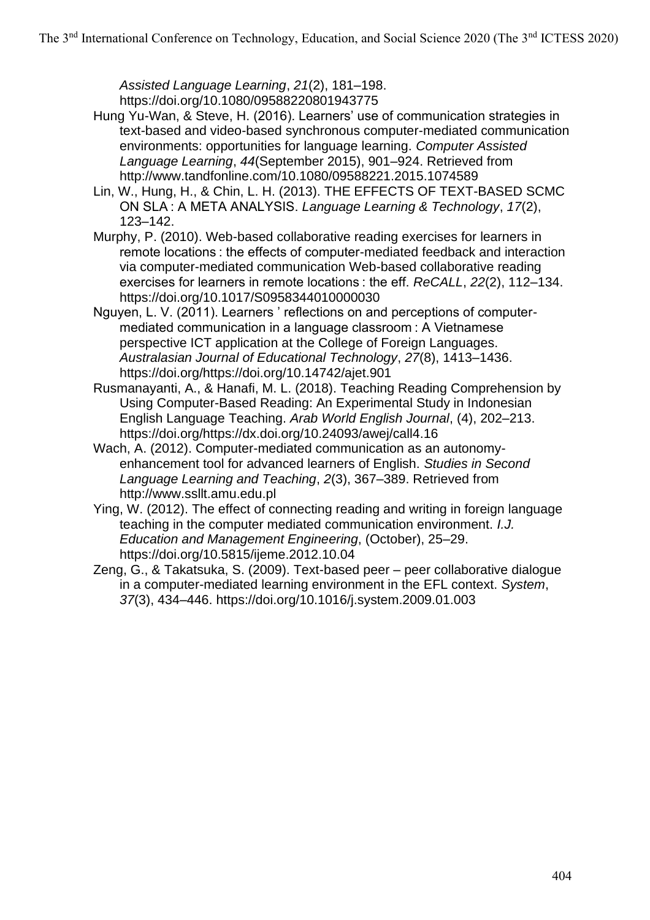*Assisted Language Learning*, *21*(2), 181–198. https://doi.org/10.1080/09588220801943775

Hung Yu-Wan, & Steve, H. (2016). Learners' use of communication strategies in text-based and video-based synchronous computer-mediated communication environments: opportunities for language learning. *Computer Assisted Language Learning*, *44*(September 2015), 901–924. Retrieved from http://www.tandfonline.com/10.1080/09588221.2015.1074589

Lin, W., Hung, H., & Chin, L. H. (2013). THE EFFECTS OF TEXT-BASED SCMC ON SLA : A META ANALYSIS. *Language Learning & Technology*, *17*(2), 123–142.

Murphy, P. (2010). Web-based collaborative reading exercises for learners in remote locations : the effects of computer-mediated feedback and interaction via computer-mediated communication Web-based collaborative reading exercises for learners in remote locations : the eff. *ReCALL*, *22*(2), 112–134. https://doi.org/10.1017/S0958344010000030

Nguyen, L. V. (2011). Learners ' reflections on and perceptions of computer-mediated communication in a language classroom : A Vietnamese perspective ICT application at the College of Foreign Languages. *Australasian Journal of Educational Technology*, *27*(8), 1413–1436. https://doi.org/https://doi.org/10.14742/ajet.901

Rusmanayanti, A., & Hanafi, M. L. (2018). Teaching Reading Comprehension by Using Computer-Based Reading: An Experimental Study in Indonesian English Language Teaching. *Arab World English Journal*, (4), 202–213. https://doi.org/https://dx.doi.org/10.24093/awej/call4.16

Wach, A. (2012). Computer-mediated communication as an autonomy-enhancement tool for advanced learners of English. *Studies in Second Language Learning and Teaching*, *2*(3), 367–389. Retrieved from http://www.ssllt.amu.edu.pl

Ying, W. (2012). The effect of connecting reading and writing in foreign language teaching in the computer mediated communication environment. *I.J. Education and Management Engineering*, (October), 25–29. https://doi.org/10.5815/ijeme.2012.10.04

Zeng, G., & Takatsuka, S. (2009). Text-based peer – peer collaborative dialogue in a computer-mediated learning environment in the EFL context. *System*, *37*(3), 434–446. https://doi.org/10.1016/j.system.2009.01.003